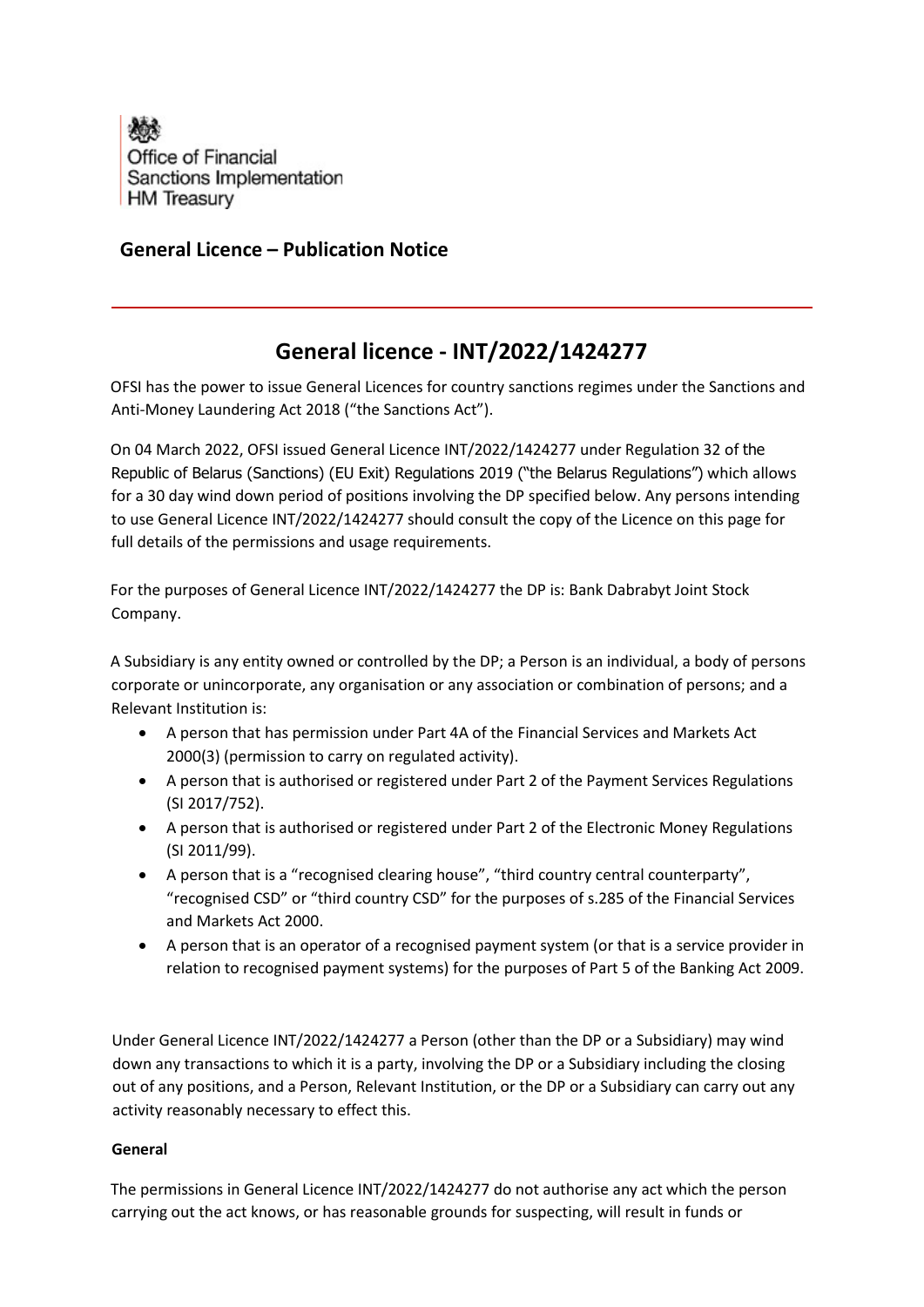Office of Financial Sanctions Implementation
HM Treasury

## General Licence – Publication Notice

# General licence - INT/2022/1424277

OFSI has the power to issue General Licences for country sanctions regimes under the Sanctions and Anti-Money Laundering Act 2018 ("the Sanctions Act").

On 04 March 2022, OFSI issued General Licence INT/2022/1424277 under Regulation 32 of the Republic of Belarus (Sanctions) (EU Exit) Regulations 2019 ("the Belarus Regulations") which allows for a 30 day wind down period of positions involving the DP specified below. Any persons intending to use General Licence INT/2022/1424277 should consult the copy of the Licence on this page for full details of the permissions and usage requirements.

For the purposes of General Licence INT/2022/1424277 the DP is: Bank Dabrabyt Joint Stock Company.

A Subsidiary is any entity owned or controlled by the DP; a Person is an individual, a body of persons corporate or unincorporate, any organisation or any association or combination of persons; and a Relevant Institution is:

- A person that has permission under Part 4A of the Financial Services and Markets Act 2000(3) (permission to carry on regulated activity).
- A person that is authorised or registered under Part 2 of the Payment Services Regulations (SI 2017/752).
- A person that is authorised or registered under Part 2 of the Electronic Money Regulations (SI 2011/99).
- A person that is a "recognised clearing house", "third country central counterparty", "recognised CSD" or "third country CSD" for the purposes of s.285 of the Financial Services and Markets Act 2000.
- A person that is an operator of a recognised payment system (or that is a service provider in relation to recognised payment systems) for the purposes of Part 5 of the Banking Act 2009.

Under General Licence INT/2022/1424277 a Person (other than the DP or a Subsidiary) may wind down any transactions to which it is a party, involving the DP or a Subsidiary including the closing out of any positions, and a Person, Relevant Institution, or the DP or a Subsidiary can carry out any activity reasonably necessary to effect this.

**General**

The permissions in General Licence INT/2022/1424277 do not authorise any act which the person carrying out the act knows, or has reasonable grounds for suspecting, will result in funds or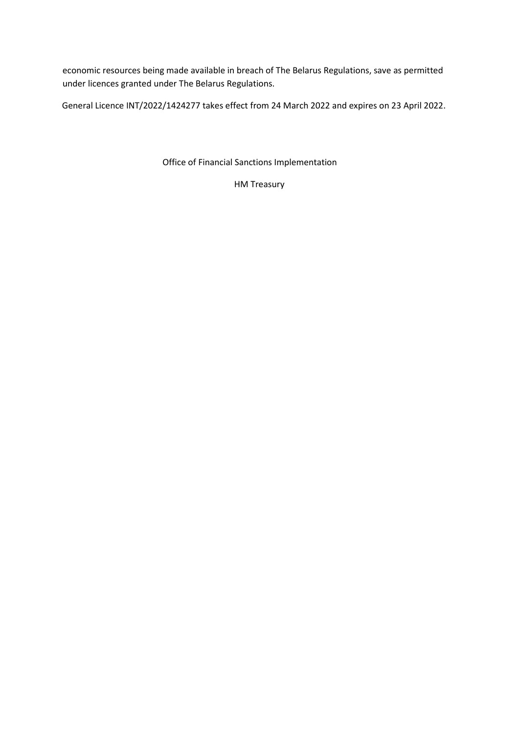economic resources being made available in breach of The Belarus Regulations, save as permitted under licences granted under The Belarus Regulations.

General Licence INT/2022/1424277 takes effect from 24 March 2022 and expires on 23 April 2022.

Office of Financial Sanctions Implementation

HM Treasury